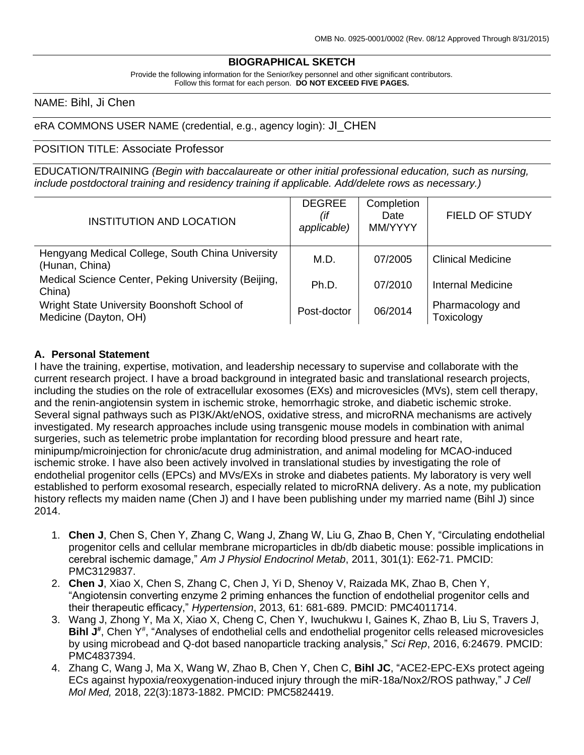OMB No. 0925-0001/0002 (Rev. 08/12 Approved Through 8/31/2015)

## BIOGRAPHICAL SKETCH

Provide the following information for the Senior/key personnel and other significant contributors.
Follow this format for each person. **DO NOT EXCEED FIVE PAGES.**

NAME: Bihl, Ji Chen

eRA COMMONS USER NAME (credential, e.g., agency login): JI_CHEN

POSITION TITLE: Associate Professor

EDUCATION/TRAINING *(Begin with baccalaureate or other initial professional education, such as nursing, include postdoctoral training and residency training if applicable. Add/delete rows as necessary.)*

| INSTITUTION AND LOCATION | DEGREE *(if applicable)* | Completion Date MM/YYYY | FIELD OF STUDY |
|---|---|---|---|
| Hengyang Medical College, South China University (Hunan, China) | M.D. | 07/2005 | Clinical Medicine |
| Medical Science Center, Peking University (Beijing, China) | Ph.D. | 07/2010 | Internal Medicine |
| Wright State University Boonshoft School of Medicine (Dayton, OH) | Post-doctor | 06/2014 | Pharmacology and Toxicology |

### A. Personal Statement

I have the training, expertise, motivation, and leadership necessary to supervise and collaborate with the current research project. I have a broad background in integrated basic and translational research projects, including the studies on the role of extracellular exosomes (EXs) and microvesicles (MVs), stem cell therapy, and the renin-angiotensin system in ischemic stroke, hemorrhagic stroke, and diabetic ischemic stroke. Several signal pathways such as PI3K/Akt/eNOS, oxidative stress, and microRNA mechanisms are actively investigated. My research approaches include using transgenic mouse models in combination with animal surgeries, such as telemetric probe implantation for recording blood pressure and heart rate, minipump/microinjection for chronic/acute drug administration, and animal modeling for MCAO-induced ischemic stroke. I have also been actively involved in translational studies by investigating the role of endothelial progenitor cells (EPCs) and MVs/EXs in stroke and diabetes patients. My laboratory is very well established to perform exosomal research, especially related to microRNA delivery. As a note, my publication history reflects my maiden name (Chen J) and I have been publishing under my married name (Bihl J) since 2014.

1. **Chen J**, Chen S, Chen Y, Zhang C, Wang J, Zhang W, Liu G, Zhao B, Chen Y, “Circulating endothelial progenitor cells and cellular membrane microparticles in db/db diabetic mouse: possible implications in cerebral ischemic damage,” *Am J Physiol Endocrinol Metab*, 2011, 301(1): E62-71. PMCID: PMC3129837.
2. **Chen J**, Xiao X, Chen S, Zhang C, Chen J, Yi D, Shenoy V, Raizada MK, Zhao B, Chen Y, “Angiotensin converting enzyme 2 priming enhances the function of endothelial progenitor cells and their therapeutic efficacy,” *Hypertension*, 2013, 61: 681-689. PMCID: PMC4011714.
3. Wang J, Zhong Y, Ma X, Xiao X, Cheng C, Chen Y, Iwuchukwu I, Gaines K, Zhao B, Liu S, Travers J, **Bihl J**[#], Chen Y[#], “Analyses of endothelial cells and endothelial progenitor cells released microvesicles by using microbead and Q-dot based nanoparticle tracking analysis,” *Sci Rep*, 2016, 6:24679. PMCID: PMC4837394.
4. Zhang C, Wang J, Ma X, Wang W, Zhao B, Chen Y, Chen C, **Bihl JC**, “ACE2-EPC-EXs protect ageing ECs against hypoxia/reoxygenation-induced injury through the miR-18a/Nox2/ROS pathway,” *J Cell Mol Med,* 2018, 22(3):1873-1882. PMCID: PMC5824419.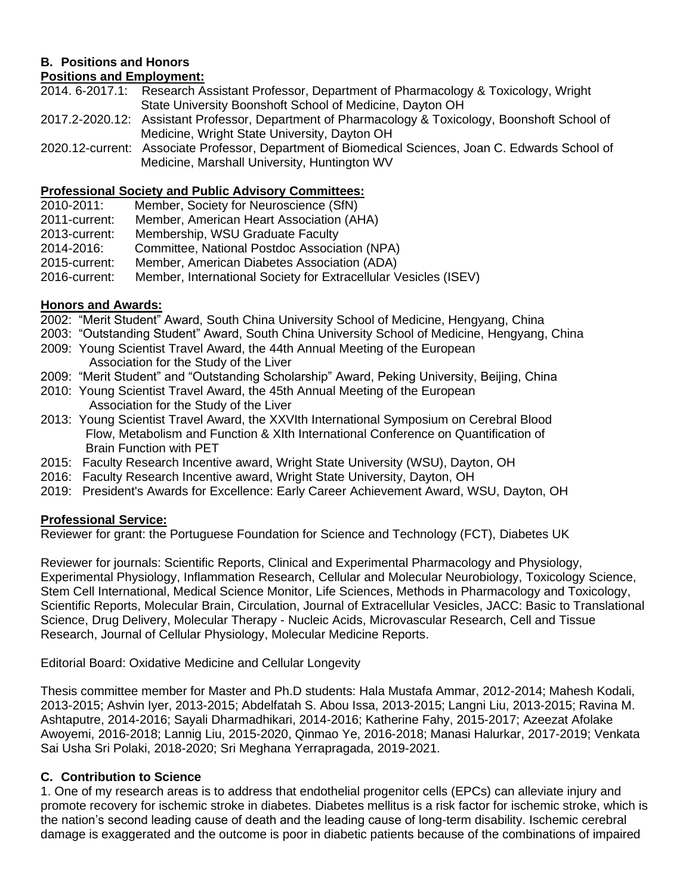### B. Positions and Honors

**Positions and Employment:**

2014. 6-2017.1: Research Assistant Professor, Department of Pharmacology & Toxicology, Wright State University Boonshoft School of Medicine, Dayton OH

2017.2-2020.12: Assistant Professor, Department of Pharmacology & Toxicology, Boonshoft School of Medicine, Wright State University, Dayton OH

2020.12-current: Associate Professor, Department of Biomedical Sciences, Joan C. Edwards School of Medicine, Marshall University, Huntington WV

**Professional Society and Public Advisory Committees:**

2010-2011: Member, Society for Neuroscience (SfN)
2011-current: Member, American Heart Association (AHA)
2013-current: Membership, WSU Graduate Faculty
2014-2016: Committee, National Postdoc Association (NPA)
2015-current: Member, American Diabetes Association (ADA)
2016-current: Member, International Society for Extracellular Vesicles (ISEV)

**Honors and Awards:**

2002: "Merit Student" Award, South China University School of Medicine, Hengyang, China
2003: "Outstanding Student" Award, South China University School of Medicine, Hengyang, China
2009: Young Scientist Travel Award, the 44th Annual Meeting of the European Association for the Study of the Liver
2009: "Merit Student" and "Outstanding Scholarship" Award, Peking University, Beijing, China
2010: Young Scientist Travel Award, the 45th Annual Meeting of the European Association for the Study of the Liver
2013: Young Scientist Travel Award, the XXVIth International Symposium on Cerebral Blood Flow, Metabolism and Function & XIth International Conference on Quantification of Brain Function with PET
2015: Faculty Research Incentive award, Wright State University (WSU), Dayton, OH
2016: Faculty Research Incentive award, Wright State University, Dayton, OH
2019: President's Awards for Excellence: Early Career Achievement Award, WSU, Dayton, OH

**Professional Service:**

Reviewer for grant: the Portuguese Foundation for Science and Technology (FCT), Diabetes UK

Reviewer for journals: Scientific Reports, Clinical and Experimental Pharmacology and Physiology, Experimental Physiology, Inflammation Research, Cellular and Molecular Neurobiology, Toxicology Science, Stem Cell International, Medical Science Monitor, Life Sciences, Methods in Pharmacology and Toxicology, Scientific Reports, Molecular Brain, Circulation, Journal of Extracellular Vesicles, JACC: Basic to Translational Science, Drug Delivery, Molecular Therapy - Nucleic Acids, Microvascular Research, Cell and Tissue Research, Journal of Cellular Physiology, Molecular Medicine Reports.

Editorial Board: Oxidative Medicine and Cellular Longevity

Thesis committee member for Master and Ph.D students: Hala Mustafa Ammar, 2012-2014; Mahesh Kodali, 2013-2015; Ashvin Iyer, 2013-2015; Abdelfatah S. Abou Issa, 2013-2015; Langni Liu, 2013-2015; Ravina M. Ashtaputre, 2014-2016; Sayali Dharmadhikari, 2014-2016; Katherine Fahy, 2015-2017; Azeezat Afolake Awoyemi, 2016-2018; Lannig Liu, 2015-2020, Qinmao Ye, 2016-2018; Manasi Halurkar, 2017-2019; Venkata Sai Usha Sri Polaki, 2018-2020; Sri Meghana Yerrapragada, 2019-2021.

### C. Contribution to Science

1. One of my research areas is to address that endothelial progenitor cells (EPCs) can alleviate injury and promote recovery for ischemic stroke in diabetes. Diabetes mellitus is a risk factor for ischemic stroke, which is the nation's second leading cause of death and the leading cause of long-term disability. Ischemic cerebral damage is exaggerated and the outcome is poor in diabetic patients because of the combinations of impaired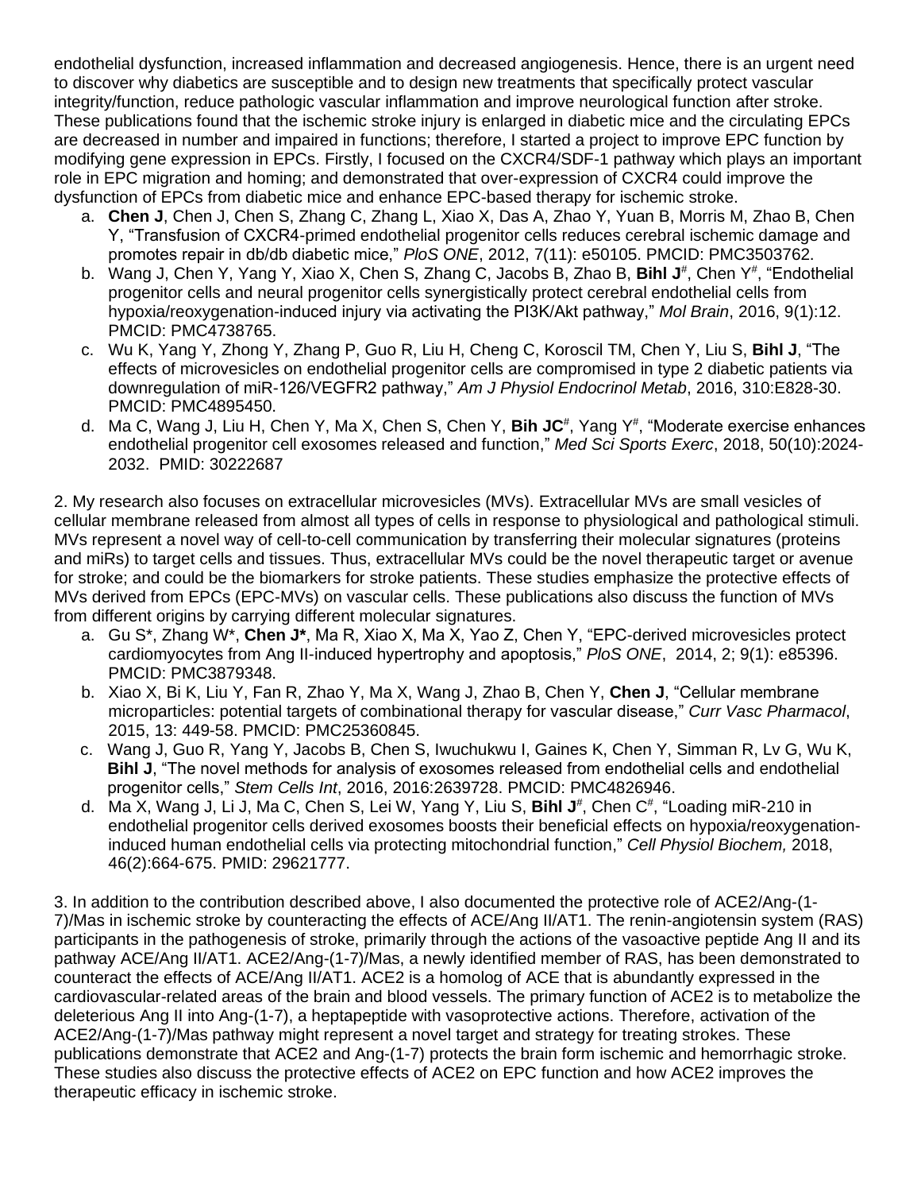endothelial dysfunction, increased inflammation and decreased angiogenesis. Hence, there is an urgent need to discover why diabetics are susceptible and to design new treatments that specifically protect vascular integrity/function, reduce pathologic vascular inflammation and improve neurological function after stroke. These publications found that the ischemic stroke injury is enlarged in diabetic mice and the circulating EPCs are decreased in number and impaired in functions; therefore, I started a project to improve EPC function by modifying gene expression in EPCs. Firstly, I focused on the CXCR4/SDF-1 pathway which plays an important role in EPC migration and homing; and demonstrated that over-expression of CXCR4 could improve the dysfunction of EPCs from diabetic mice and enhance EPC-based therapy for ischemic stroke.

a. **Chen J**, Chen J, Chen S, Zhang C, Zhang L, Xiao X, Das A, Zhao Y, Yuan B, Morris M, Zhao B, Chen Y, "Transfusion of CXCR4-primed endothelial progenitor cells reduces cerebral ischemic damage and promotes repair in db/db diabetic mice," *PloS ONE*, 2012, 7(11): e50105. PMCID: PMC3503762.
b. Wang J, Chen Y, Yang Y, Xiao X, Chen S, Zhang C, Jacobs B, Zhao B, **Bihl J**[#], Chen Y[#], "Endothelial progenitor cells and neural progenitor cells synergistically protect cerebral endothelial cells from hypoxia/reoxygenation-induced injury via activating the PI3K/Akt pathway," *Mol Brain*, 2016, 9(1):12. PMCID: PMC4738765.
c. Wu K, Yang Y, Zhong Y, Zhang P, Guo R, Liu H, Cheng C, Koroscil TM, Chen Y, Liu S, **Bihl J**, "The effects of microvesicles on endothelial progenitor cells are compromised in type 2 diabetic patients via downregulation of miR-126/VEGFR2 pathway," *Am J Physiol Endocrinol Metab*, 2016, 310:E828-30. PMCID: PMC4895450.
d. Ma C, Wang J, Liu H, Chen Y, Ma X, Chen S, Chen Y, **Bih JC**[#], Yang Y[#], "Moderate exercise enhances endothelial progenitor cell exosomes released and function," *Med Sci Sports Exerc*, 2018, 50(10):2024-2032. PMID: 30222687

2. My research also focuses on extracellular microvesicles (MVs). Extracellular MVs are small vesicles of cellular membrane released from almost all types of cells in response to physiological and pathological stimuli. MVs represent a novel way of cell-to-cell communication by transferring their molecular signatures (proteins and miRs) to target cells and tissues. Thus, extracellular MVs could be the novel therapeutic target or avenue for stroke; and could be the biomarkers for stroke patients. These studies emphasize the protective effects of MVs derived from EPCs (EPC-MVs) on vascular cells. These publications also discuss the function of MVs from different origins by carrying different molecular signatures.

a. Gu S*, Zhang W*, **Chen J***, Ma R, Xiao X, Ma X, Yao Z, Chen Y, "EPC-derived microvesicles protect cardiomyocytes from Ang II-induced hypertrophy and apoptosis," *PloS ONE*, 2014, 2; 9(1): e85396. PMCID: PMC3879348.
b. Xiao X, Bi K, Liu Y, Fan R, Zhao Y, Ma X, Wang J, Zhao B, Chen Y, **Chen J**, "Cellular membrane microparticles: potential targets of combinational therapy for vascular disease," *Curr Vasc Pharmacol*, 2015, 13: 449-58. PMCID: PMC25360845.
c. Wang J, Guo R, Yang Y, Jacobs B, Chen S, Iwuchukwu I, Gaines K, Chen Y, Simman R, Lv G, Wu K, **Bihl J**, "The novel methods for analysis of exosomes released from endothelial cells and endothelial progenitor cells," *Stem Cells Int*, 2016, 2016:2639728. PMCID: PMC4826946.
d. Ma X, Wang J, Li J, Ma C, Chen S, Lei W, Yang Y, Liu S, **Bihl J**[#], Chen C[#], "Loading miR-210 in endothelial progenitor cells derived exosomes boosts their beneficial effects on hypoxia/reoxygenation-induced human endothelial cells via protecting mitochondrial function," *Cell Physiol Biochem,* 2018, 46(2):664-675. PMID: 29621777.

3. In addition to the contribution described above, I also documented the protective role of ACE2/Ang-(1-7)/Mas in ischemic stroke by counteracting the effects of ACE/Ang II/AT1. The renin-angiotensin system (RAS) participants in the pathogenesis of stroke, primarily through the actions of the vasoactive peptide Ang II and its pathway ACE/Ang II/AT1. ACE2/Ang-(1-7)/Mas, a newly identified member of RAS, has been demonstrated to counteract the effects of ACE/Ang II/AT1. ACE2 is a homolog of ACE that is abundantly expressed in the cardiovascular-related areas of the brain and blood vessels. The primary function of ACE2 is to metabolize the deleterious Ang II into Ang-(1-7), a heptapeptide with vasoprotective actions. Therefore, activation of the ACE2/Ang-(1-7)/Mas pathway might represent a novel target and strategy for treating strokes. These publications demonstrate that ACE2 and Ang-(1-7) protects the brain form ischemic and hemorrhagic stroke. These studies also discuss the protective effects of ACE2 on EPC function and how ACE2 improves the therapeutic efficacy in ischemic stroke.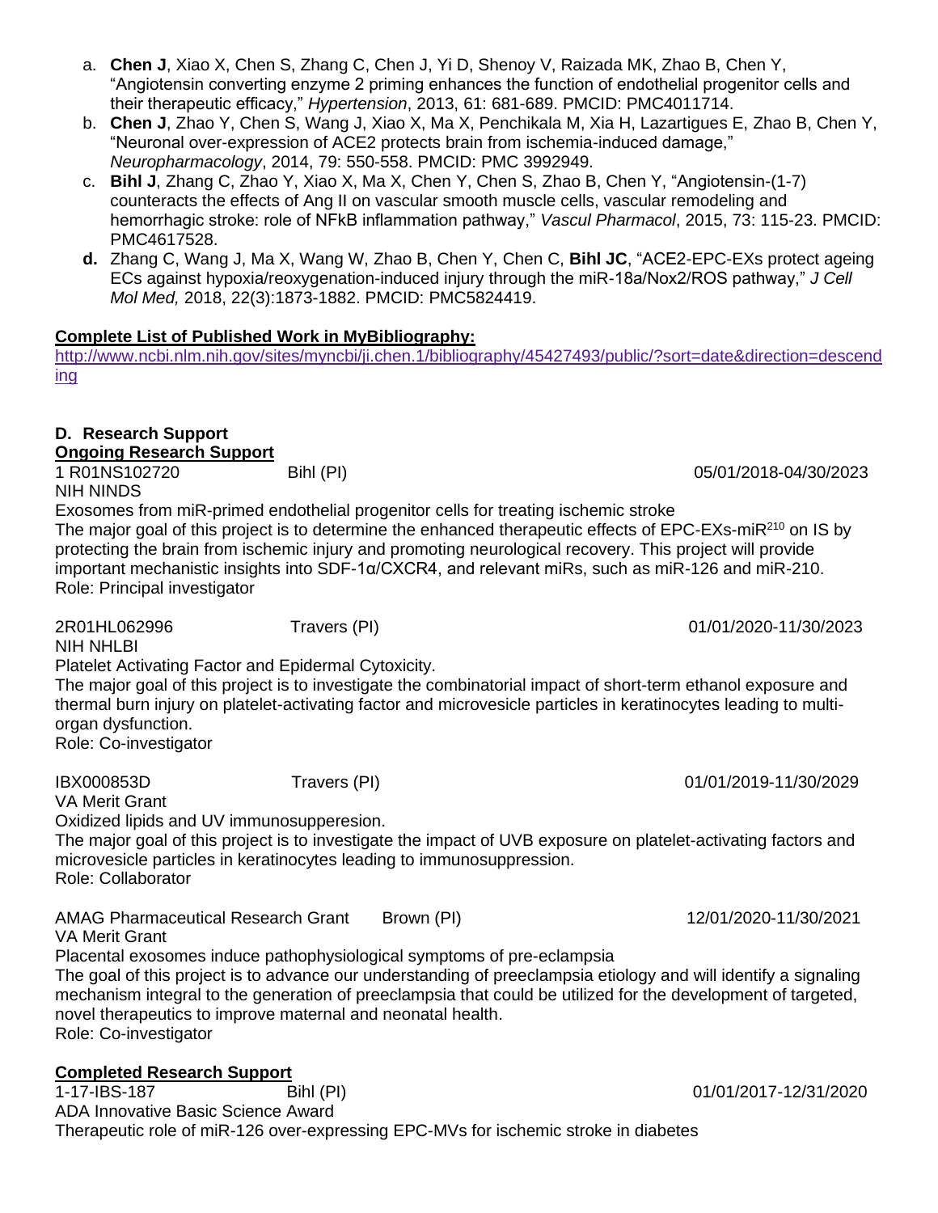a. **Chen J**, Xiao X, Chen S, Zhang C, Chen J, Yi D, Shenoy V, Raizada MK, Zhao B, Chen Y, "Angiotensin converting enzyme 2 priming enhances the function of endothelial progenitor cells and their therapeutic efficacy," *Hypertension*, 2013, 61: 681-689. PMCID: PMC4011714.

b. **Chen J**, Zhao Y, Chen S, Wang J, Xiao X, Ma X, Penchikala M, Xia H, Lazartigues E, Zhao B, Chen Y, "Neuronal over-expression of ACE2 protects brain from ischemia-induced damage," *Neuropharmacology*, 2014, 79: 550-558. PMCID: PMC 3992949.

c. **Bihl J**, Zhang C, Zhao Y, Xiao X, Ma X, Chen Y, Chen S, Zhao B, Chen Y, "Angiotensin-(1-7) counteracts the effects of Ang II on vascular smooth muscle cells, vascular remodeling and hemorrhagic stroke: role of NFkB inflammation pathway," *Vascul Pharmacol*, 2015, 73: 115-23. PMCID: PMC4617528.

**d.** Zhang C, Wang J, Ma X, Wang W, Zhao B, Chen Y, Chen C, **Bihl JC**, "ACE2-EPC-EXs protect ageing ECs against hypoxia/reoxygenation-induced injury through the miR-18a/Nox2/ROS pathway," *J Cell Mol Med,* 2018, 22(3):1873-1882. PMCID: PMC5824419.

**Complete List of Published Work in MyBibliography:**
http://www.ncbi.nlm.nih.gov/sites/myncbi/ji.chen.1/bibliography/45427493/public/?sort=date&direction=descending

## D. Research Support

**Ongoing Research Support**

1 R01NS102720 Bihl (PI) 05/01/2018-04/30/2023
NIH NINDS
Exosomes from miR-primed endothelial progenitor cells for treating ischemic stroke
The major goal of this project is to determine the enhanced therapeutic effects of EPC-EXs-miR$^{210}$ on IS by protecting the brain from ischemic injury and promoting neurological recovery. This project will provide important mechanistic insights into SDF-1α/CXCR4, and relevant miRs, such as miR-126 and miR-210.
Role: Principal investigator

2R01HL062996 Travers (PI) 01/01/2020-11/30/2023
NIH NHLBI
Platelet Activating Factor and Epidermal Cytoxicity.
The major goal of this project is to investigate the combinatorial impact of short-term ethanol exposure and thermal burn injury on platelet-activating factor and microvesicle particles in keratinocytes leading to multi-organ dysfunction.
Role: Co-investigator

IBX000853D Travers (PI) 01/01/2019-11/30/2029
VA Merit Grant
Oxidized lipids and UV immunosupperesion.
The major goal of this project is to investigate the impact of UVB exposure on platelet-activating factors and microvesicle particles in keratinocytes leading to immunosuppression.
Role: Collaborator

AMAG Pharmaceutical Research Grant Brown (PI) 12/01/2020-11/30/2021
VA Merit Grant
Placental exosomes induce pathophysiological symptoms of pre-eclampsia
The goal of this project is to advance our understanding of preeclampsia etiology and will identify a signaling mechanism integral to the generation of preeclampsia that could be utilized for the development of targeted, novel therapeutics to improve maternal and neonatal health.
Role: Co-investigator

**Completed Research Support**

1-17-IBS-187 Bihl (PI) 01/01/2017-12/31/2020
ADA Innovative Basic Science Award
Therapeutic role of miR-126 over-expressing EPC-MVs for ischemic stroke in diabetes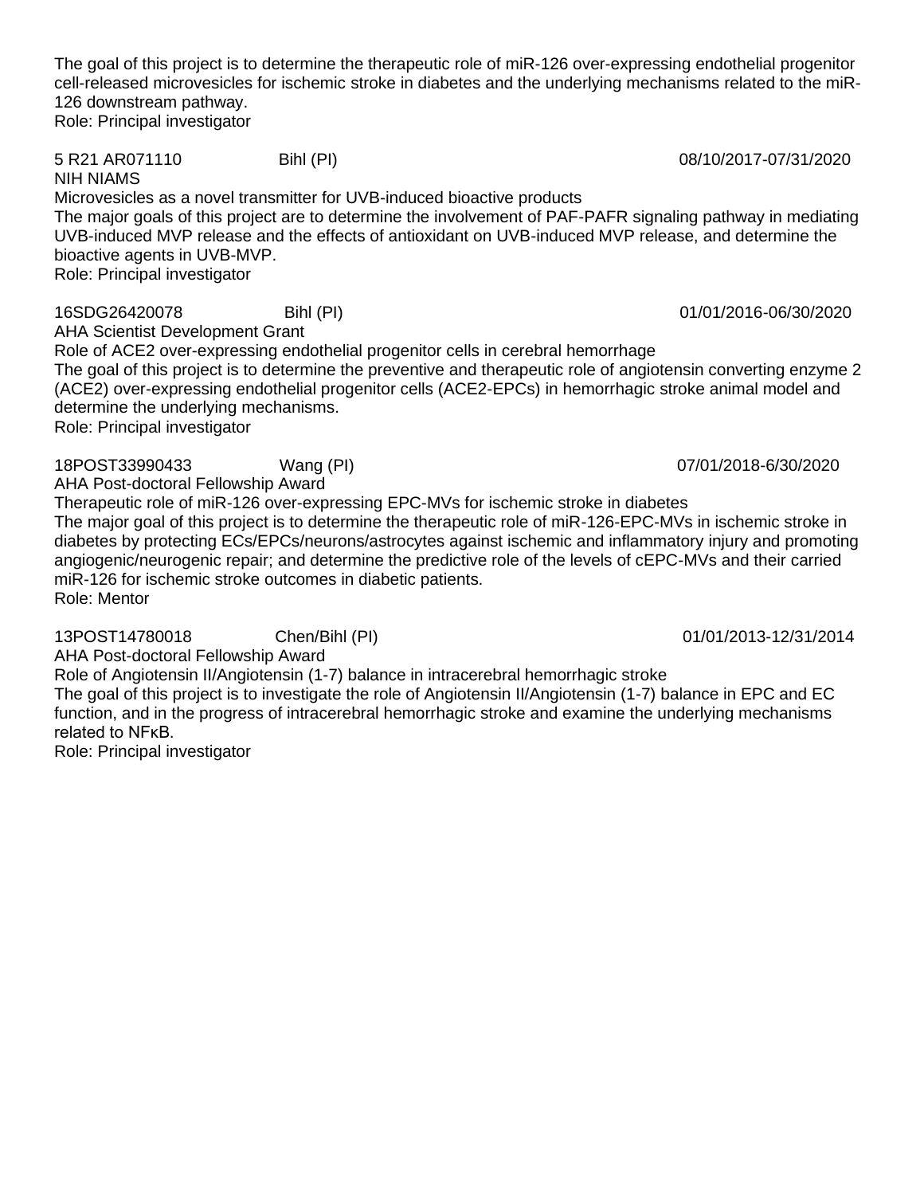The goal of this project is to determine the therapeutic role of miR-126 over-expressing endothelial progenitor cell-released microvesicles for ischemic stroke in diabetes and the underlying mechanisms related to the miR-126 downstream pathway.
Role: Principal investigator

5 R21 AR071110 Bihl (PI) 08/10/2017-07/31/2020
NIH NIAMS
Microvesicles as a novel transmitter for UVB-induced bioactive products
The major goals of this project are to determine the involvement of PAF-PAFR signaling pathway in mediating UVB-induced MVP release and the effects of antioxidant on UVB-induced MVP release, and determine the bioactive agents in UVB-MVP.
Role: Principal investigator

16SDG26420078 Bihl (PI) 01/01/2016-06/30/2020
AHA Scientist Development Grant
Role of ACE2 over-expressing endothelial progenitor cells in cerebral hemorrhage
The goal of this project is to determine the preventive and therapeutic role of angiotensin converting enzyme 2 (ACE2) over-expressing endothelial progenitor cells (ACE2-EPCs) in hemorrhagic stroke animal model and determine the underlying mechanisms.
Role: Principal investigator

18POST33990433 Wang (PI) 07/01/2018-6/30/2020
AHA Post-doctoral Fellowship Award
Therapeutic role of miR-126 over-expressing EPC-MVs for ischemic stroke in diabetes
The major goal of this project is to determine the therapeutic role of miR-126-EPC-MVs in ischemic stroke in diabetes by protecting ECs/EPCs/neurons/astrocytes against ischemic and inflammatory injury and promoting angiogenic/neurogenic repair; and determine the predictive role of the levels of cEPC-MVs and their carried miR-126 for ischemic stroke outcomes in diabetic patients.
Role: Mentor

13POST14780018 Chen/Bihl (PI) 01/01/2013-12/31/2014
AHA Post-doctoral Fellowship Award
Role of Angiotensin II/Angiotensin (1-7) balance in intracerebral hemorrhagic stroke
The goal of this project is to investigate the role of Angiotensin II/Angiotensin (1-7) balance in EPC and EC function, and in the progress of intracerebral hemorrhagic stroke and examine the underlying mechanisms related to NFκB.
Role: Principal investigator